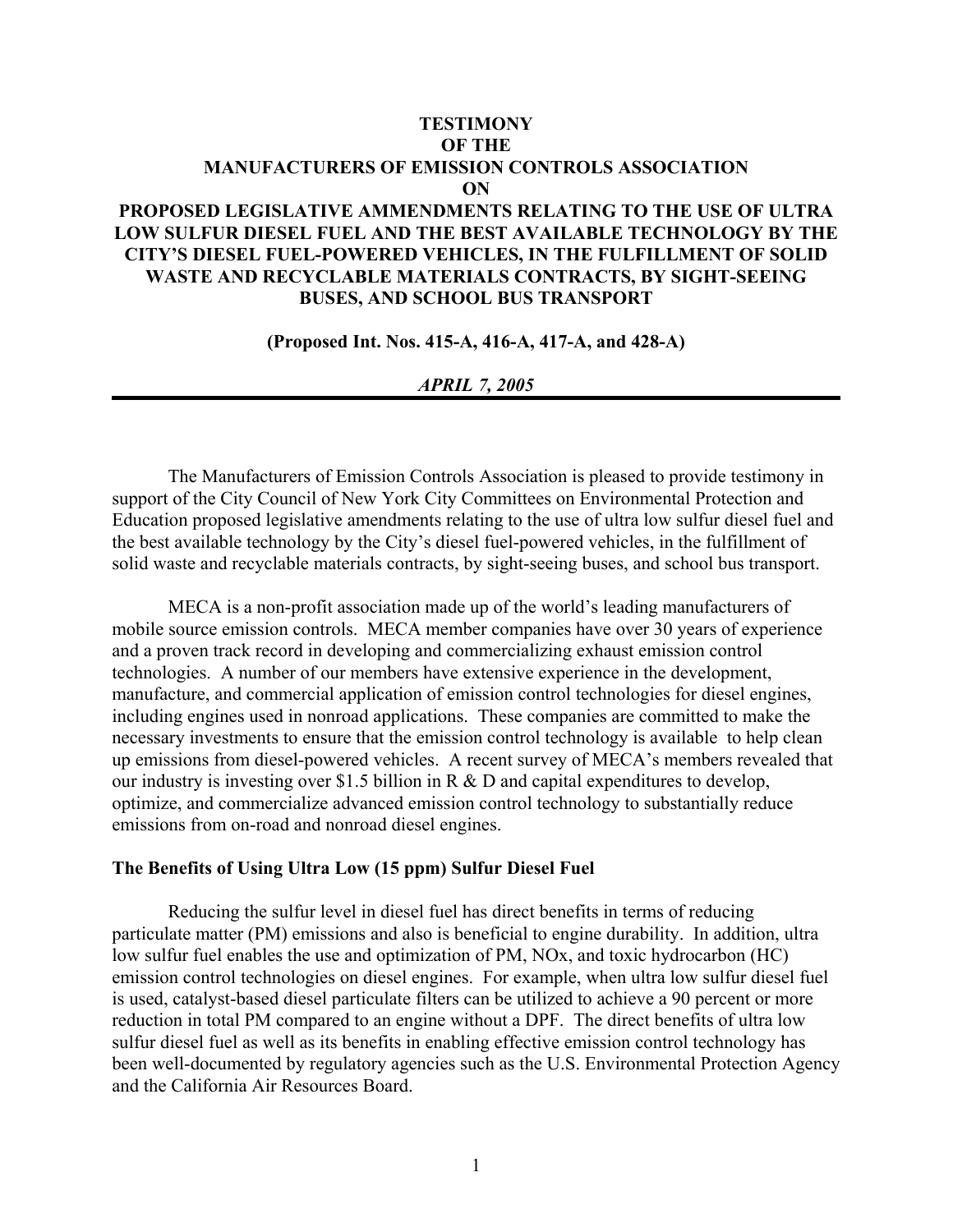# TESTIMONY
# OF THE
# MANUFACTURERS OF EMISSION CONTROLS ASSOCIATION
# ON
# PROPOSED LEGISLATIVE AMMENDMENTS RELATING TO THE USE OF ULTRA LOW SULFUR DIESEL FUEL AND THE BEST AVAILABLE TECHNOLOGY BY THE CITY'S DIESEL FUEL-POWERED VEHICLES, IN THE FULFILLMENT OF SOLID WASTE AND RECYCLABLE MATERIALS CONTRACTS, BY SIGHT-SEEING BUSES, AND SCHOOL BUS TRANSPORT

**(Proposed Int. Nos. 415-A, 416-A, 417-A, and 428-A)**

***APRIL 7, 2005***

---

The Manufacturers of Emission Controls Association is pleased to provide testimony in support of the City Council of New York City Committees on Environmental Protection and Education proposed legislative amendments relating to the use of ultra low sulfur diesel fuel and the best available technology by the City's diesel fuel-powered vehicles, in the fulfillment of solid waste and recyclable materials contracts, by sight-seeing buses, and school bus transport.

MECA is a non-profit association made up of the world's leading manufacturers of mobile source emission controls. MECA member companies have over 30 years of experience and a proven track record in developing and commercializing exhaust emission control technologies. A number of our members have extensive experience in the development, manufacture, and commercial application of emission control technologies for diesel engines, including engines used in nonroad applications. These companies are committed to make the necessary investments to ensure that the emission control technology is available to help clean up emissions from diesel-powered vehicles. A recent survey of MECA's members revealed that our industry is investing over $1.5 billion in R & D and capital expenditures to develop, optimize, and commercialize advanced emission control technology to substantially reduce emissions from on-road and nonroad diesel engines.

**The Benefits of Using Ultra Low (15 ppm) Sulfur Diesel Fuel**

Reducing the sulfur level in diesel fuel has direct benefits in terms of reducing particulate matter (PM) emissions and also is beneficial to engine durability. In addition, ultra low sulfur fuel enables the use and optimization of PM, NOx, and toxic hydrocarbon (HC) emission control technologies on diesel engines. For example, when ultra low sulfur diesel fuel is used, catalyst-based diesel particulate filters can be utilized to achieve a 90 percent or more reduction in total PM compared to an engine without a DPF. The direct benefits of ultra low sulfur diesel fuel as well as its benefits in enabling effective emission control technology has been well-documented by regulatory agencies such as the U.S. Environmental Protection Agency and the California Air Resources Board.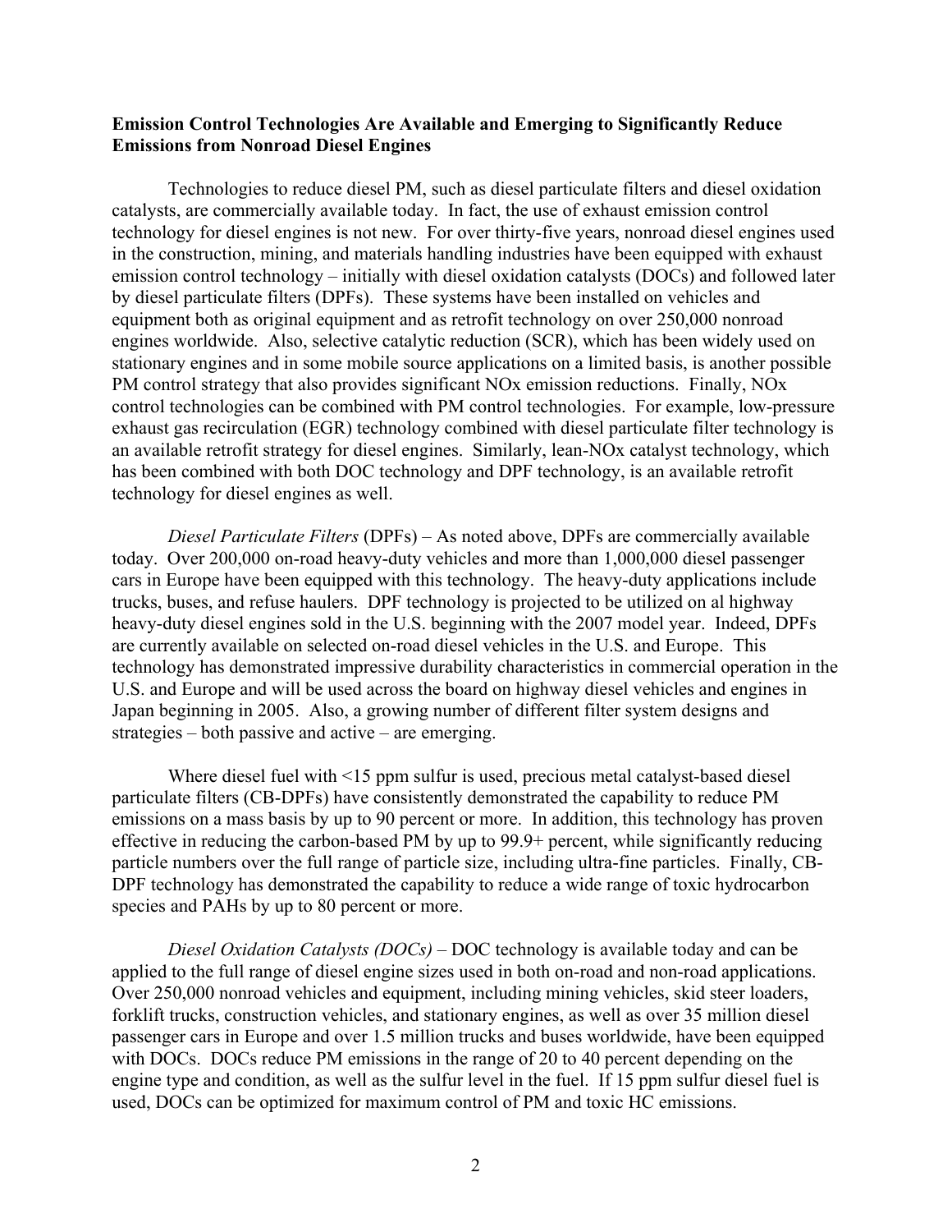**Emission Control Technologies Are Available and Emerging to Significantly Reduce Emissions from Nonroad Diesel Engines**

Technologies to reduce diesel PM, such as diesel particulate filters and diesel oxidation catalysts, are commercially available today. In fact, the use of exhaust emission control technology for diesel engines is not new. For over thirty-five years, nonroad diesel engines used in the construction, mining, and materials handling industries have been equipped with exhaust emission control technology – initially with diesel oxidation catalysts (DOCs) and followed later by diesel particulate filters (DPFs). These systems have been installed on vehicles and equipment both as original equipment and as retrofit technology on over 250,000 nonroad engines worldwide. Also, selective catalytic reduction (SCR), which has been widely used on stationary engines and in some mobile source applications on a limited basis, is another possible PM control strategy that also provides significant NOx emission reductions. Finally, NOx control technologies can be combined with PM control technologies. For example, low-pressure exhaust gas recirculation (EGR) technology combined with diesel particulate filter technology is an available retrofit strategy for diesel engines. Similarly, lean-NOx catalyst technology, which has been combined with both DOC technology and DPF technology, is an available retrofit technology for diesel engines as well.

*Diesel Particulate Filters* (DPFs) – As noted above, DPFs are commercially available today. Over 200,000 on-road heavy-duty vehicles and more than 1,000,000 diesel passenger cars in Europe have been equipped with this technology. The heavy-duty applications include trucks, buses, and refuse haulers. DPF technology is projected to be utilized on al highway heavy-duty diesel engines sold in the U.S. beginning with the 2007 model year. Indeed, DPFs are currently available on selected on-road diesel vehicles in the U.S. and Europe. This technology has demonstrated impressive durability characteristics in commercial operation in the U.S. and Europe and will be used across the board on highway diesel vehicles and engines in Japan beginning in 2005. Also, a growing number of different filter system designs and strategies – both passive and active – are emerging.

Where diesel fuel with <15 ppm sulfur is used, precious metal catalyst-based diesel particulate filters (CB-DPFs) have consistently demonstrated the capability to reduce PM emissions on a mass basis by up to 90 percent or more. In addition, this technology has proven effective in reducing the carbon-based PM by up to 99.9+ percent, while significantly reducing particle numbers over the full range of particle size, including ultra-fine particles. Finally, CB-DPF technology has demonstrated the capability to reduce a wide range of toxic hydrocarbon species and PAHs by up to 80 percent or more.

*Diesel Oxidation Catalysts (DOCs)* – DOC technology is available today and can be applied to the full range of diesel engine sizes used in both on-road and non-road applications. Over 250,000 nonroad vehicles and equipment, including mining vehicles, skid steer loaders, forklift trucks, construction vehicles, and stationary engines, as well as over 35 million diesel passenger cars in Europe and over 1.5 million trucks and buses worldwide, have been equipped with DOCs. DOCs reduce PM emissions in the range of 20 to 40 percent depending on the engine type and condition, as well as the sulfur level in the fuel. If 15 ppm sulfur diesel fuel is used, DOCs can be optimized for maximum control of PM and toxic HC emissions.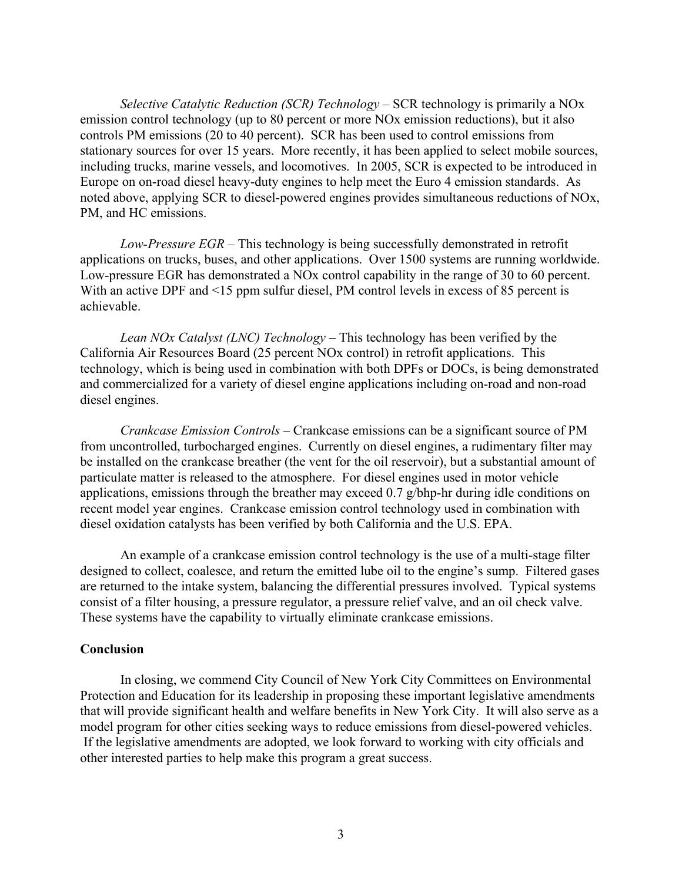*Selective Catalytic Reduction (SCR) Technology* – SCR technology is primarily a NOx emission control technology (up to 80 percent or more NOx emission reductions), but it also controls PM emissions (20 to 40 percent). SCR has been used to control emissions from stationary sources for over 15 years. More recently, it has been applied to select mobile sources, including trucks, marine vessels, and locomotives. In 2005, SCR is expected to be introduced in Europe on on-road diesel heavy-duty engines to help meet the Euro 4 emission standards. As noted above, applying SCR to diesel-powered engines provides simultaneous reductions of NOx, PM, and HC emissions.

*Low-Pressure EGR* – This technology is being successfully demonstrated in retrofit applications on trucks, buses, and other applications. Over 1500 systems are running worldwide. Low-pressure EGR has demonstrated a NOx control capability in the range of 30 to 60 percent. With an active DPF and <15 ppm sulfur diesel, PM control levels in excess of 85 percent is achievable.

*Lean NOx Catalyst (LNC) Technology* – This technology has been verified by the California Air Resources Board (25 percent NOx control) in retrofit applications. This technology, which is being used in combination with both DPFs or DOCs, is being demonstrated and commercialized for a variety of diesel engine applications including on-road and non-road diesel engines.

*Crankcase Emission Controls* – Crankcase emissions can be a significant source of PM from uncontrolled, turbocharged engines. Currently on diesel engines, a rudimentary filter may be installed on the crankcase breather (the vent for the oil reservoir), but a substantial amount of particulate matter is released to the atmosphere. For diesel engines used in motor vehicle applications, emissions through the breather may exceed 0.7 g/bhp-hr during idle conditions on recent model year engines. Crankcase emission control technology used in combination with diesel oxidation catalysts has been verified by both California and the U.S. EPA.

An example of a crankcase emission control technology is the use of a multi-stage filter designed to collect, coalesce, and return the emitted lube oil to the engine's sump. Filtered gases are returned to the intake system, balancing the differential pressures involved. Typical systems consist of a filter housing, a pressure regulator, a pressure relief valve, and an oil check valve. These systems have the capability to virtually eliminate crankcase emissions.

**Conclusion**

In closing, we commend City Council of New York City Committees on Environmental Protection and Education for its leadership in proposing these important legislative amendments that will provide significant health and welfare benefits in New York City. It will also serve as a model program for other cities seeking ways to reduce emissions from diesel-powered vehicles. If the legislative amendments are adopted, we look forward to working with city officials and other interested parties to help make this program a great success.